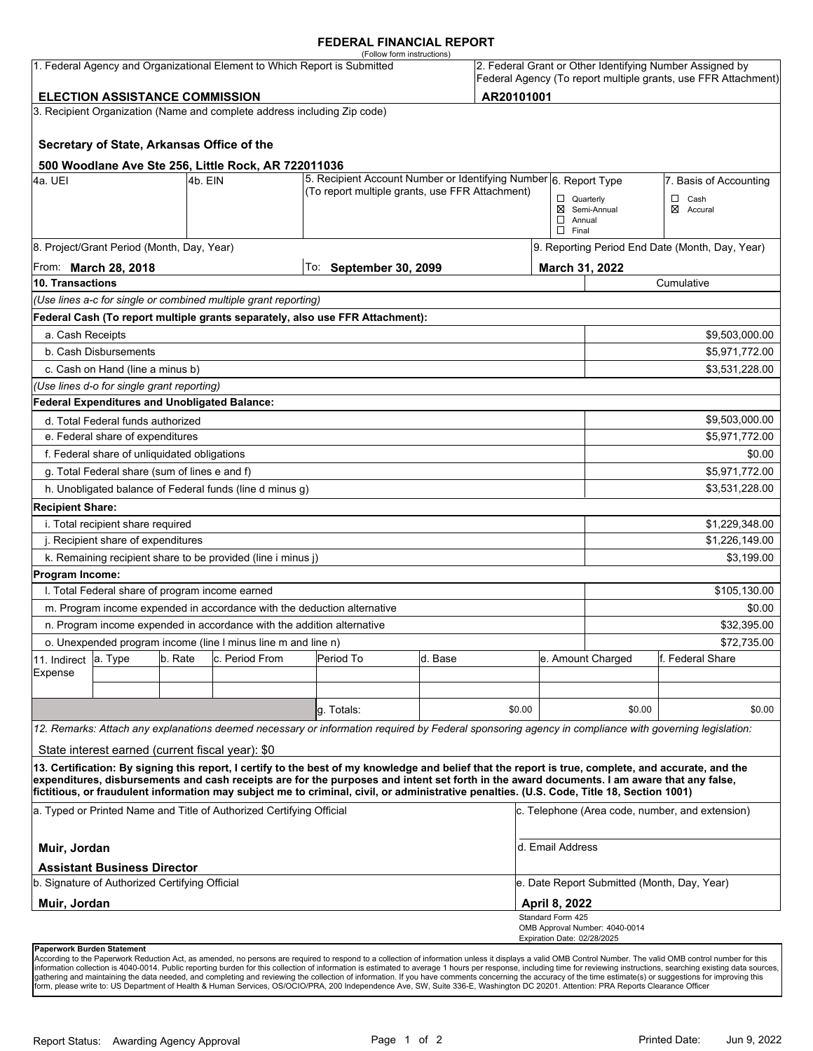# FEDERAL FINANCIAL REPORT

(Follow form instructions)

| 1. Federal Agency and Organizational Element to Which Report is Submitted | 2. Federal Grant or Other Identifying Number Assigned by Federal Agency (To report multiple grants, use FFR Attachment) |
|---|---|
| **ELECTION ASSISTANCE COMMISSION** | **AR20101001** |

3. Recipient Organization (Name and complete address including Zip code)

**Secretary of State, Arkansas Office of the**

**500 Woodlane Ave Ste 256, Little Rock, AR 722011036**

| 4a. UEI | 4b. EIN | 5. Recipient Account Number or Identifying Number (To report multiple grants, use FFR Attachment) | 6. Report Type | 7. Basis of Accounting |
|---|---|---|---|---|
| | | | ☐ Quarterly<br>☒ Semi-Annual<br>☐ Annual<br>☐ Final | ☐ Cash<br>☒ Accural |

| 8. Project/Grant Period (Month, Day, Year) | | 9. Reporting Period End Date (Month, Day, Year) |
|---|---|---|
| From: **March 28, 2018** | To: **September 30, 2099** | **March 31, 2022** |

| 10. Transactions | Cumulative |
|---|---|
| *(Use lines a-c for single or combined multiple grant reporting)* | |
| **Federal Cash (To report multiple grants separately, also use FFR Attachment):** | |
| a. Cash Receipts | $9,503,000.00 |
| b. Cash Disbursements | $5,971,772.00 |
| c. Cash on Hand (line a minus b) | $3,531,228.00 |
| *(Use lines d-o for single grant reporting)* | |
| **Federal Expenditures and Unobligated Balance:** | |
| d. Total Federal funds authorized | $9,503,000.00 |
| e. Federal share of expenditures | $5,971,772.00 |
| f. Federal share of unliquidated obligations | $0.00 |
| g. Total Federal share (sum of lines e and f) | $5,971,772.00 |
| h. Unobligated balance of Federal funds (line d minus g) | $3,531,228.00 |
| **Recipient Share:** | |
| i. Total recipient share required | $1,229,348.00 |
| j. Recipient share of expenditures | $1,226,149.00 |
| k. Remaining recipient share to be provided (line i minus j) | $3,199.00 |
| **Program Income:** | |
| l. Total Federal share of program income earned | $105,130.00 |
| m. Program income expended in accordance with the deduction alternative | $0.00 |
| n. Program income expended in accordance with the addition alternative | $32,395.00 |
| o. Unexpended program income (line l minus line m and line n) | $72,735.00 |

| 11. Indirect Expense | a. Type | b. Rate | c. Period From | Period To | d. Base | e. Amount Charged | f. Federal Share |
|---|---|---|---|---|---|---|---|
| | | | | | | | |
| | | | | | | | |
| | | | | g. Totals: | $0.00 | $0.00 | $0.00 |

*12. Remarks: Attach any explanations deemed necessary or information required by Federal sponsoring agency in compliance with governing legislation:*

State interest earned (current fiscal year): $0

**13. Certification: By signing this report, I certify to the best of my knowledge and belief that the report is true, complete, and accurate, and the expenditures, disbursements and cash receipts are for the purposes and intent set forth in the award documents. I am aware that any false, fictitious, or fraudulent information may subject me to criminal, civil, or administrative penalties. (U.S. Code, Title 18, Section 1001)**

| a. Typed or Printed Name and Title of Authorized Certifying Official | c. Telephone (Area code, number, and extension) |
|---|---|
| **Muir, Jordan**<br>**Assistant Business Director** | d. Email Address |
| b. Signature of Authorized Certifying Official | e. Date Report Submitted (Month, Day, Year) |
| **Muir, Jordan** | **April 8, 2022** |

Standard Form 425
OMB Approval Number: 4040-0014
Expiration Date: 02/28/2025

**Paperwork Burden Statement**

According to the Paperwork Reduction Act, as amended, no persons are required to respond to a collection of information unless it displays a valid OMB Control Number. The valid OMB control number for this information collection is 4040-0014. Public reporting burden for this collection of information is estimated to average 1 hours per response, including time for reviewing instructions, searching existing data sources, gathering and maintaining the data needed, and completing and reviewing the collection of information. If you have comments concerning the accuracy of the time estimate(s) or suggestions for improving this form, please write to: US Department of Health & Human Services, OS/OCIO/PRA, 200 Independence Ave, SW, Suite 336-E, Washington DC 20201. Attention: PRA Reports Clearance Officer

Report Status: Awarding Agency Approval

Printed Date: Jun 9, 2022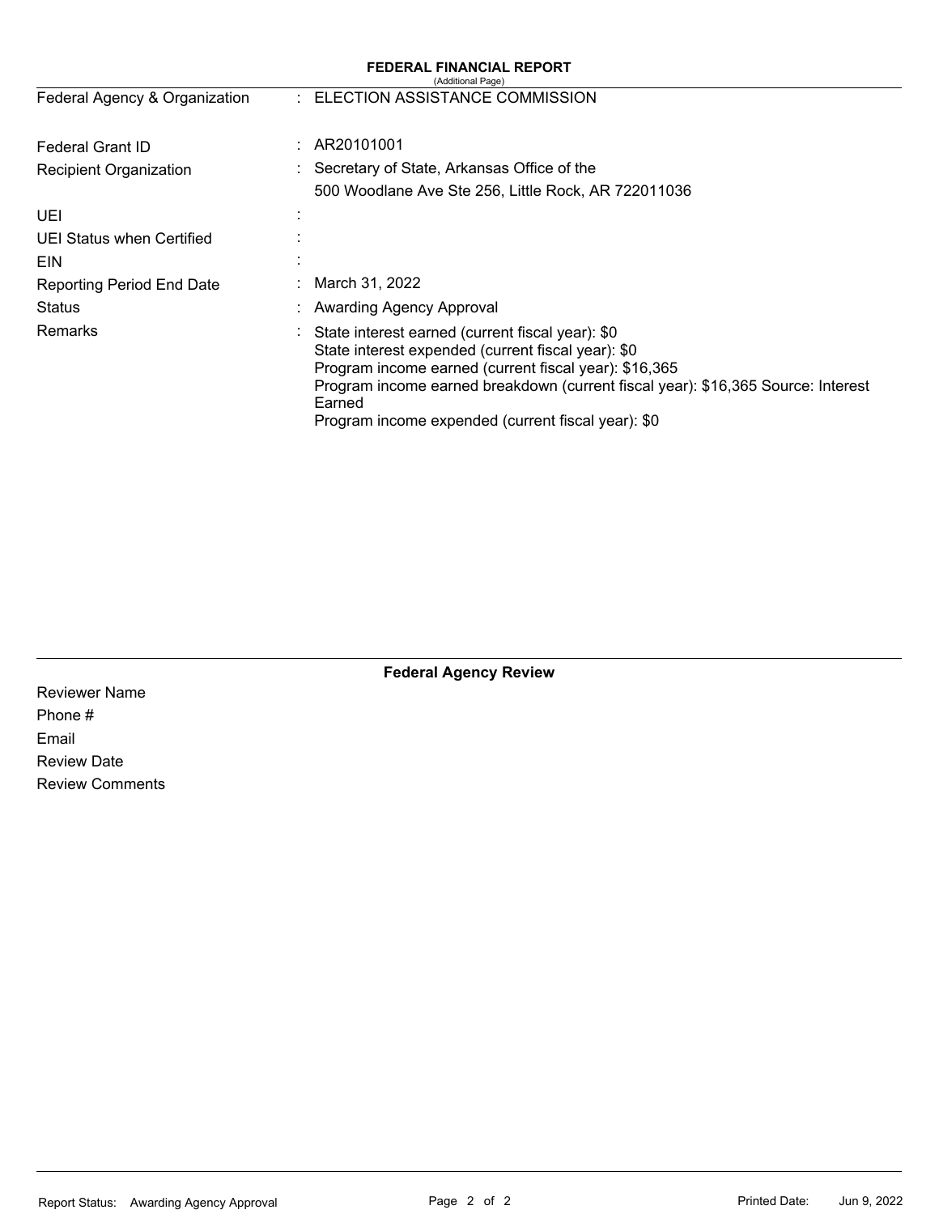# FEDERAL FINANCIAL REPORT

(Additional Page)

| | | |
|---|---|---|
| Federal Agency & Organization | : | ELECTION ASSISTANCE COMMISSION |
| Federal Grant ID | : | AR20101001 |
| Recipient Organization | : | Secretary of State, Arkansas Office of the<br>500 Woodlane Ave Ste 256, Little Rock, AR 722011036 |
| UEI | : | |
| UEI Status when Certified | : | |
| EIN | : | |
| Reporting Period End Date | : | March 31, 2022 |
| Status | : | Awarding Agency Approval |
| Remarks | : | State interest earned (current fiscal year): $0<br>State interest expended (current fiscal year): $0<br>Program income earned (current fiscal year): $16,365<br>Program income earned breakdown (current fiscal year): $16,365 Source: Interest Earned<br>Program income expended (current fiscal year): $0 |

## Federal Agency Review

Reviewer Name

Phone #

Email

Review Date

Review Comments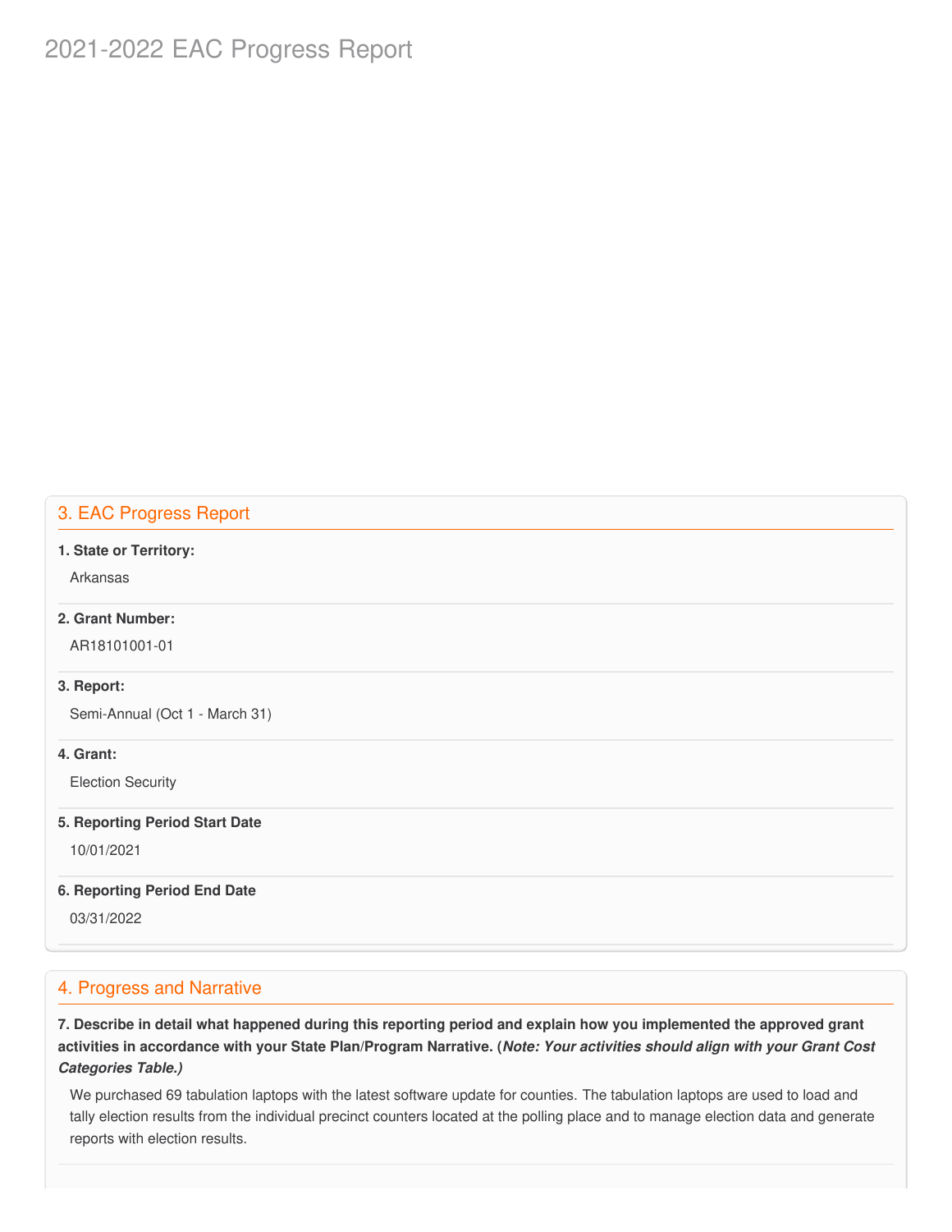## 3. EAC Progress Report

**1. State or Territory:**

Arkansas

**2. Grant Number:**

AR18101001-01

**3. Report:**

Semi-Annual (Oct 1 - March 31)

**4. Grant:**

Election Security

**5. Reporting Period Start Date**

10/01/2021

**6. Reporting Period End Date**

03/31/2022

## 4. Progress and Narrative

**7. Describe in detail what happened during this reporting period and explain how you implemented the approved grant activities in accordance with your State Plan/Program Narrative. (*Note: Your activities should align with your Grant Cost Categories Table.)***

We purchased 69 tabulation laptops with the latest software update for counties. The tabulation laptops are used to load and tally election results from the individual precinct counters located at the polling place and to manage election data and generate reports with election results.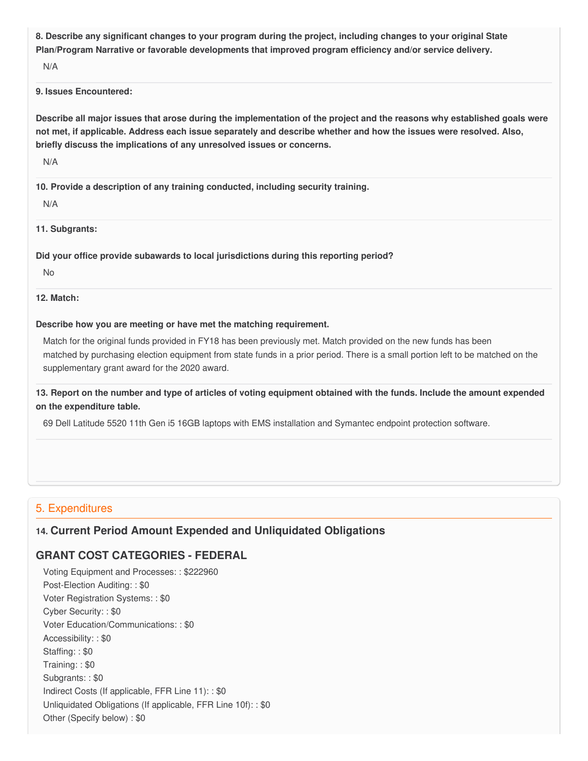**8. Describe any significant changes to your program during the project, including changes to your original State Plan/Program Narrative or favorable developments that improved program efficiency and/or service delivery.**

N/A

**9. Issues Encountered:**

**Describe all major issues that arose during the implementation of the project and the reasons why established goals were not met, if applicable. Address each issue separately and describe whether and how the issues were resolved. Also, briefly discuss the implications of any unresolved issues or concerns.**

N/A

**10. Provide a description of any training conducted, including security training.**

N/A

**11. Subgrants:**

**Did your office provide subawards to local jurisdictions during this reporting period?**

No

**12. Match:**

**Describe how you are meeting or have met the matching requirement.**

Match for the original funds provided in FY18 has been previously met. Match provided on the new funds has been matched by purchasing election equipment from state funds in a prior period. There is a small portion left to be matched on the supplementary grant award for the 2020 award.

**13. Report on the number and type of articles of voting equipment obtained with the funds. Include the amount expended on the expenditure table.**

69 Dell Latitude 5520 11th Gen i5 16GB laptops with EMS installation and Symantec endpoint protection software.

## 5. Expenditures

### 14. Current Period Amount Expended and Unliquidated Obligations

### GRANT COST CATEGORIES - FEDERAL

Voting Equipment and Processes: : $222960
Post-Election Auditing: : $0
Voter Registration Systems: : $0
Cyber Security: : $0
Voter Education/Communications: : $0
Accessibility: : $0
Staffing: : $0
Training: : $0
Subgrants: : $0
Indirect Costs (If applicable, FFR Line 11): : $0
Unliquidated Obligations (If applicable, FFR Line 10f): : $0
Other (Specify below) : $0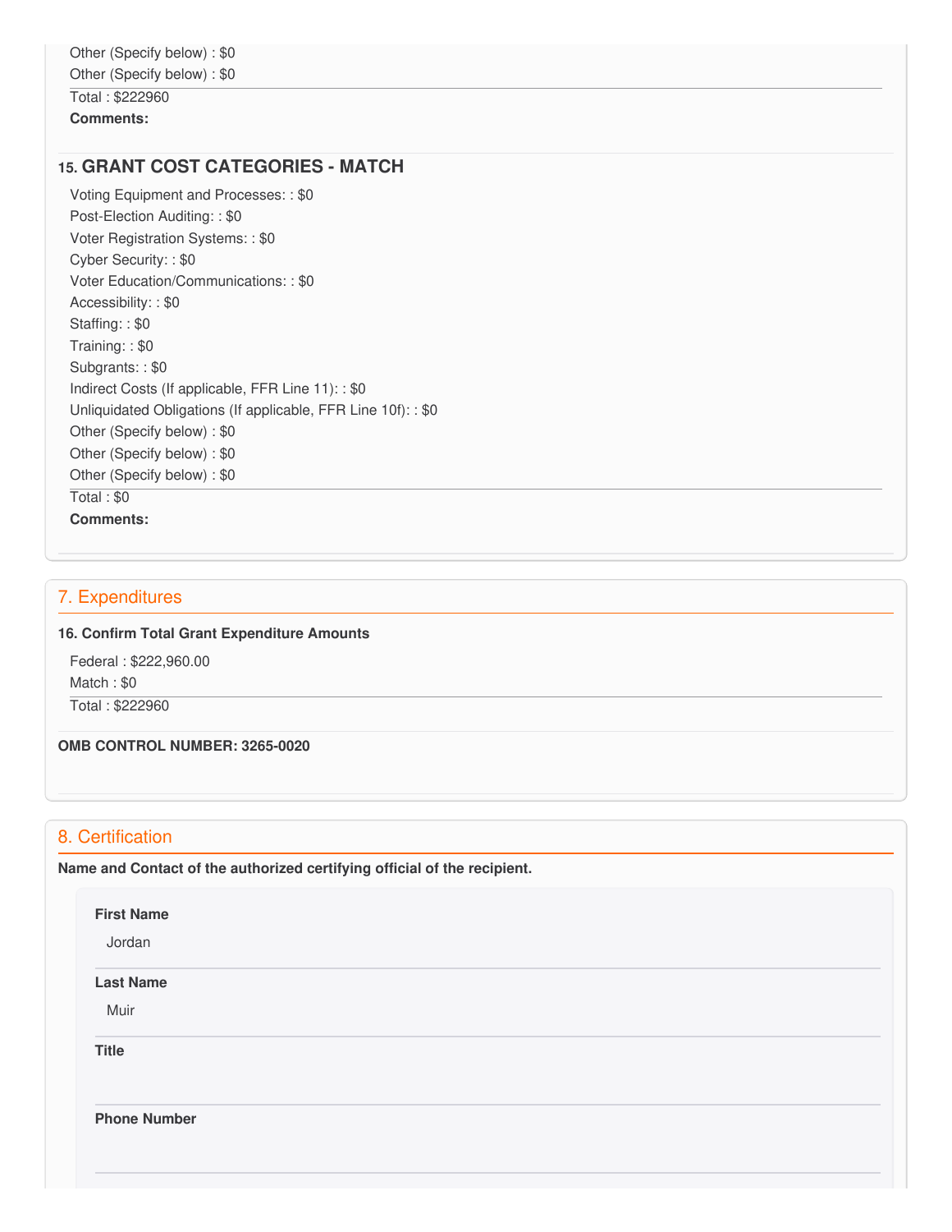Other (Specify below) : $0

Other (Specify below) : $0

Total : $222960

**Comments:**

### 15. GRANT COST CATEGORIES - MATCH

Voting Equipment and Processes: : $0

Post-Election Auditing: : $0

Voter Registration Systems: : $0

Cyber Security: : $0

Voter Education/Communications: : $0

Accessibility: : $0

Staffing: : $0

Training: : $0

Subgrants: : $0

Indirect Costs (If applicable, FFR Line 11): : $0

Unliquidated Obligations (If applicable, FFR Line 10f): : $0

Other (Specify below) : $0

Other (Specify below) : $0

Other (Specify below) : $0

Total : $0

**Comments:**

## 7. Expenditures

**16. Confirm Total Grant Expenditure Amounts**

Federal : $222,960.00

Match : $0

Total : $222960

**OMB CONTROL NUMBER: 3265-0020**

## 8. Certification

**Name and Contact of the authorized certifying official of the recipient.**

**First Name**

Jordan

**Last Name**

Muir

**Title**

**Phone Number**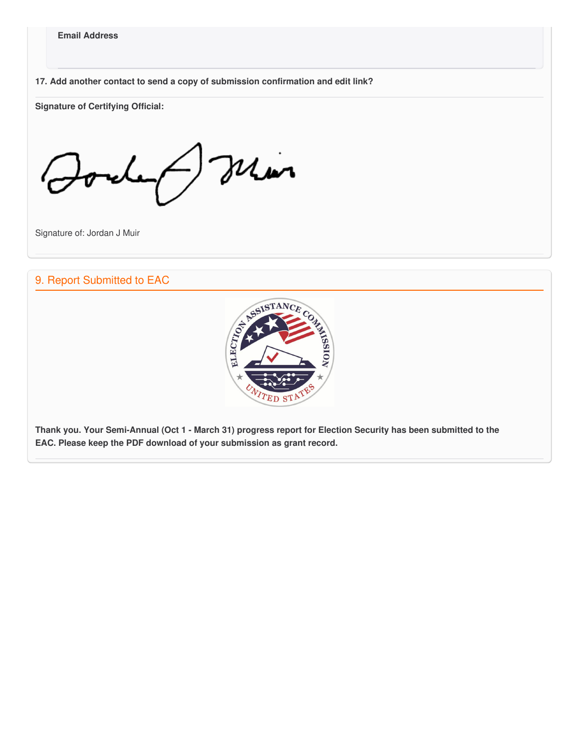**Email Address**

**17. Add another contact to send a copy of submission confirmation and edit link?**

**Signature of Certifying Official:**

Signature of: Jordan J Muir

## 9. Report Submitted to EAC

**Thank you. Your Semi-Annual (Oct 1 - March 31) progress report for Election Security has been submitted to the EAC. Please keep the PDF download of your submission as grant record.**